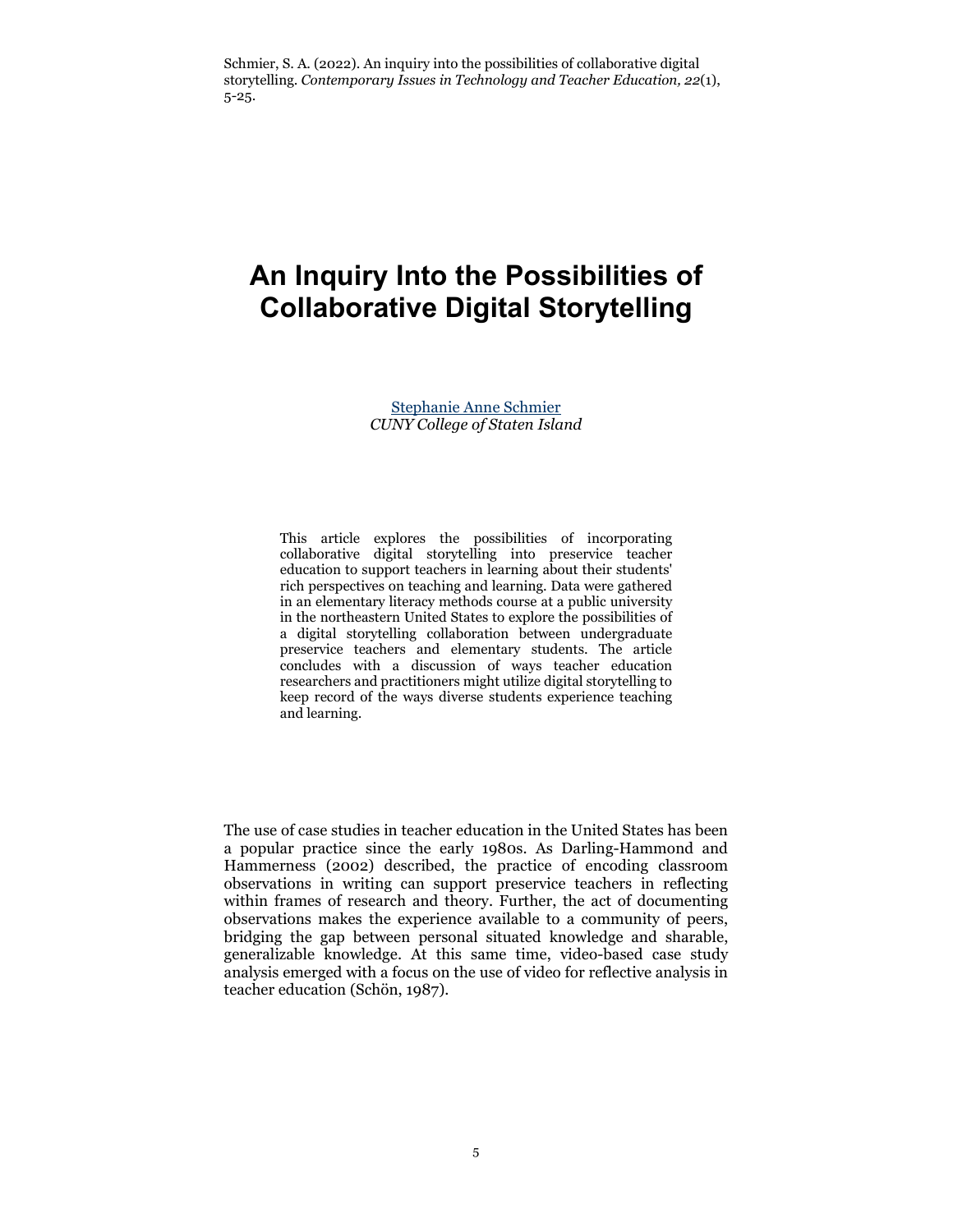Schmier, S. A. (2022). An inquiry into the possibilities of collaborative digital storytelling. *Contemporary Issues in Technology and Teacher Education, 22*(1), 5-25.

# An Inquiry Into the Possibilities of Collaborative Digital Storytelling

Stephanie Anne Schmier
*CUNY College of Staten Island*

This article explores the possibilities of incorporating collaborative digital storytelling into preservice teacher education to support teachers in learning about their students' rich perspectives on teaching and learning. Data were gathered in an elementary literacy methods course at a public university in the northeastern United States to explore the possibilities of a digital storytelling collaboration between undergraduate preservice teachers and elementary students. The article concludes with a discussion of ways teacher education researchers and practitioners might utilize digital storytelling to keep record of the ways diverse students experience teaching and learning.

The use of case studies in teacher education in the United States has been a popular practice since the early 1980s. As Darling-Hammond and Hammerness (2002) described, the practice of encoding classroom observations in writing can support preservice teachers in reflecting within frames of research and theory. Further, the act of documenting observations makes the experience available to a community of peers, bridging the gap between personal situated knowledge and sharable, generalizable knowledge. At this same time, video-based case study analysis emerged with a focus on the use of video for reflective analysis in teacher education (Schön, 1987).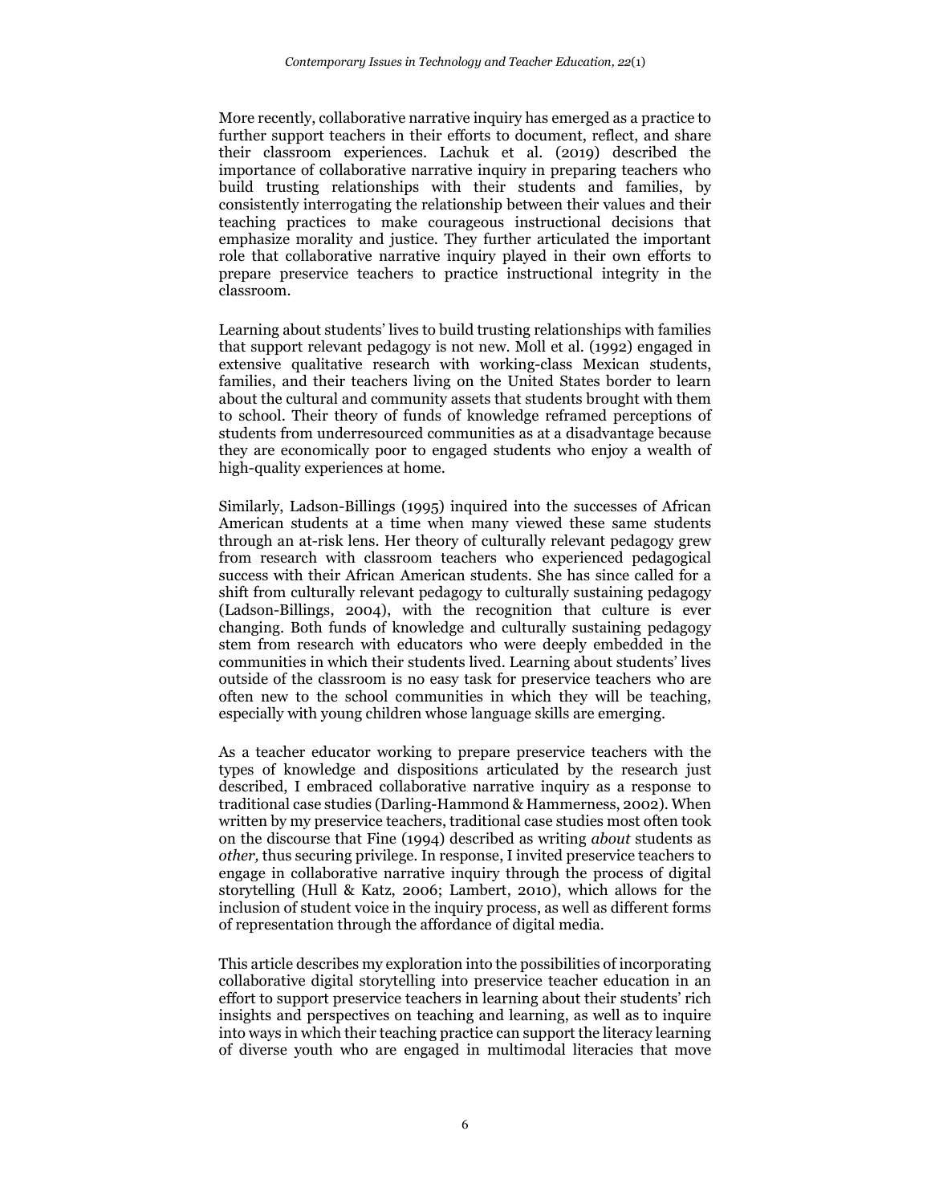More recently, collaborative narrative inquiry has emerged as a practice to further support teachers in their efforts to document, reflect, and share their classroom experiences. Lachuk et al. (2019) described the importance of collaborative narrative inquiry in preparing teachers who build trusting relationships with their students and families, by consistently interrogating the relationship between their values and their teaching practices to make courageous instructional decisions that emphasize morality and justice. They further articulated the important role that collaborative narrative inquiry played in their own efforts to prepare preservice teachers to practice instructional integrity in the classroom.

Learning about students' lives to build trusting relationships with families that support relevant pedagogy is not new. Moll et al. (1992) engaged in extensive qualitative research with working-class Mexican students, families, and their teachers living on the United States border to learn about the cultural and community assets that students brought with them to school. Their theory of funds of knowledge reframed perceptions of students from underresourced communities as at a disadvantage because they are economically poor to engaged students who enjoy a wealth of high-quality experiences at home.

Similarly, Ladson-Billings (1995) inquired into the successes of African American students at a time when many viewed these same students through an at-risk lens. Her theory of culturally relevant pedagogy grew from research with classroom teachers who experienced pedagogical success with their African American students. She has since called for a shift from culturally relevant pedagogy to culturally sustaining pedagogy (Ladson-Billings, 2004), with the recognition that culture is ever changing. Both funds of knowledge and culturally sustaining pedagogy stem from research with educators who were deeply embedded in the communities in which their students lived. Learning about students' lives outside of the classroom is no easy task for preservice teachers who are often new to the school communities in which they will be teaching, especially with young children whose language skills are emerging.

As a teacher educator working to prepare preservice teachers with the types of knowledge and dispositions articulated by the research just described, I embraced collaborative narrative inquiry as a response to traditional case studies (Darling-Hammond & Hammerness, 2002). When written by my preservice teachers, traditional case studies most often took on the discourse that Fine (1994) described as writing *about* students as *other,* thus securing privilege. In response, I invited preservice teachers to engage in collaborative narrative inquiry through the process of digital storytelling (Hull & Katz, 2006; Lambert, 2010), which allows for the inclusion of student voice in the inquiry process, as well as different forms of representation through the affordance of digital media.

This article describes my exploration into the possibilities of incorporating collaborative digital storytelling into preservice teacher education in an effort to support preservice teachers in learning about their students' rich insights and perspectives on teaching and learning, as well as to inquire into ways in which their teaching practice can support the literacy learning of diverse youth who are engaged in multimodal literacies that move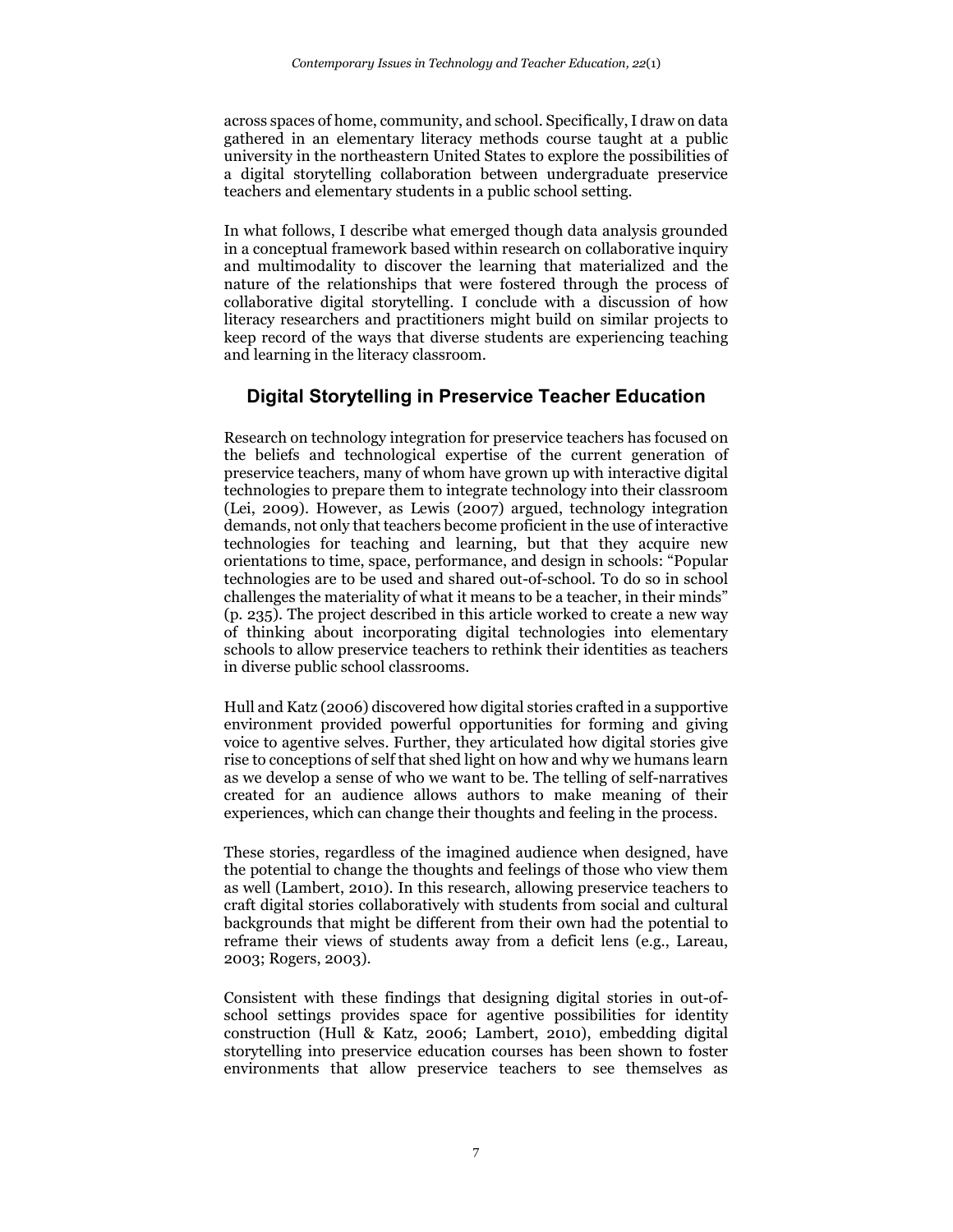across spaces of home, community, and school. Specifically, I draw on data gathered in an elementary literacy methods course taught at a public university in the northeastern United States to explore the possibilities of a digital storytelling collaboration between undergraduate preservice teachers and elementary students in a public school setting.

In what follows, I describe what emerged though data analysis grounded in a conceptual framework based within research on collaborative inquiry and multimodality to discover the learning that materialized and the nature of the relationships that were fostered through the process of collaborative digital storytelling. I conclude with a discussion of how literacy researchers and practitioners might build on similar projects to keep record of the ways that diverse students are experiencing teaching and learning in the literacy classroom.

## Digital Storytelling in Preservice Teacher Education

Research on technology integration for preservice teachers has focused on the beliefs and technological expertise of the current generation of preservice teachers, many of whom have grown up with interactive digital technologies to prepare them to integrate technology into their classroom (Lei, 2009). However, as Lewis (2007) argued, technology integration demands, not only that teachers become proficient in the use of interactive technologies for teaching and learning, but that they acquire new orientations to time, space, performance, and design in schools: "Popular technologies are to be used and shared out-of-school. To do so in school challenges the materiality of what it means to be a teacher, in their minds" (p. 235). The project described in this article worked to create a new way of thinking about incorporating digital technologies into elementary schools to allow preservice teachers to rethink their identities as teachers in diverse public school classrooms.

Hull and Katz (2006) discovered how digital stories crafted in a supportive environment provided powerful opportunities for forming and giving voice to agentive selves. Further, they articulated how digital stories give rise to conceptions of self that shed light on how and why we humans learn as we develop a sense of who we want to be. The telling of self-narratives created for an audience allows authors to make meaning of their experiences, which can change their thoughts and feeling in the process.

These stories, regardless of the imagined audience when designed, have the potential to change the thoughts and feelings of those who view them as well (Lambert, 2010). In this research, allowing preservice teachers to craft digital stories collaboratively with students from social and cultural backgrounds that might be different from their own had the potential to reframe their views of students away from a deficit lens (e.g., Lareau, 2003; Rogers, 2003).

Consistent with these findings that designing digital stories in out-of-school settings provides space for agentive possibilities for identity construction (Hull & Katz, 2006; Lambert, 2010), embedding digital storytelling into preservice education courses has been shown to foster environments that allow preservice teachers to see themselves as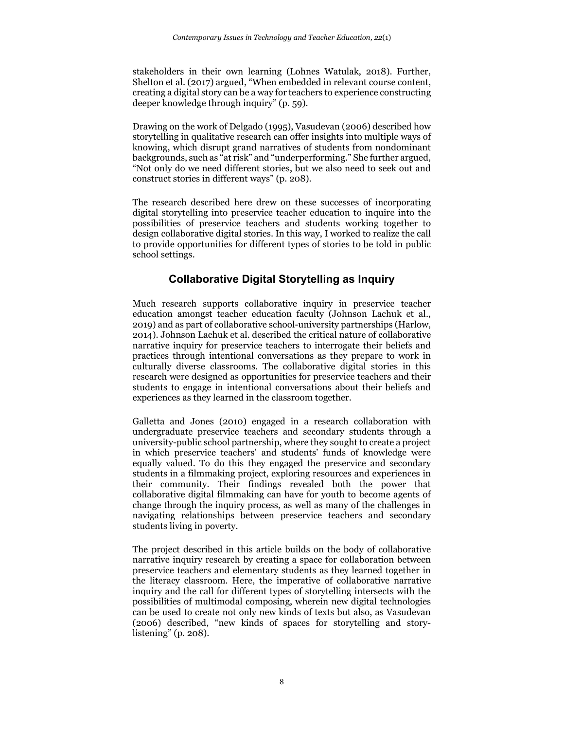stakeholders in their own learning (Lohnes Watulak, 2018). Further, Shelton et al. (2017) argued, "When embedded in relevant course content, creating a digital story can be a way for teachers to experience constructing deeper knowledge through inquiry" (p. 59).

Drawing on the work of Delgado (1995), Vasudevan (2006) described how storytelling in qualitative research can offer insights into multiple ways of knowing, which disrupt grand narratives of students from nondominant backgrounds, such as "at risk" and "underperforming." She further argued, "Not only do we need different stories, but we also need to seek out and construct stories in different ways" (p. 208).

The research described here drew on these successes of incorporating digital storytelling into preservice teacher education to inquire into the possibilities of preservice teachers and students working together to design collaborative digital stories. In this way, I worked to realize the call to provide opportunities for different types of stories to be told in public school settings.

## Collaborative Digital Storytelling as Inquiry

Much research supports collaborative inquiry in preservice teacher education amongst teacher education faculty (Johnson Lachuk et al., 2019) and as part of collaborative school-university partnerships (Harlow, 2014). Johnson Lachuk et al. described the critical nature of collaborative narrative inquiry for preservice teachers to interrogate their beliefs and practices through intentional conversations as they prepare to work in culturally diverse classrooms. The collaborative digital stories in this research were designed as opportunities for preservice teachers and their students to engage in intentional conversations about their beliefs and experiences as they learned in the classroom together.

Galletta and Jones (2010) engaged in a research collaboration with undergraduate preservice teachers and secondary students through a university-public school partnership, where they sought to create a project in which preservice teachers' and students' funds of knowledge were equally valued. To do this they engaged the preservice and secondary students in a filmmaking project, exploring resources and experiences in their community. Their findings revealed both the power that collaborative digital filmmaking can have for youth to become agents of change through the inquiry process, as well as many of the challenges in navigating relationships between preservice teachers and secondary students living in poverty.

The project described in this article builds on the body of collaborative narrative inquiry research by creating a space for collaboration between preservice teachers and elementary students as they learned together in the literacy classroom. Here, the imperative of collaborative narrative inquiry and the call for different types of storytelling intersects with the possibilities of multimodal composing, wherein new digital technologies can be used to create not only new kinds of texts but also, as Vasudevan (2006) described, "new kinds of spaces for storytelling and story-listening" (p. 208).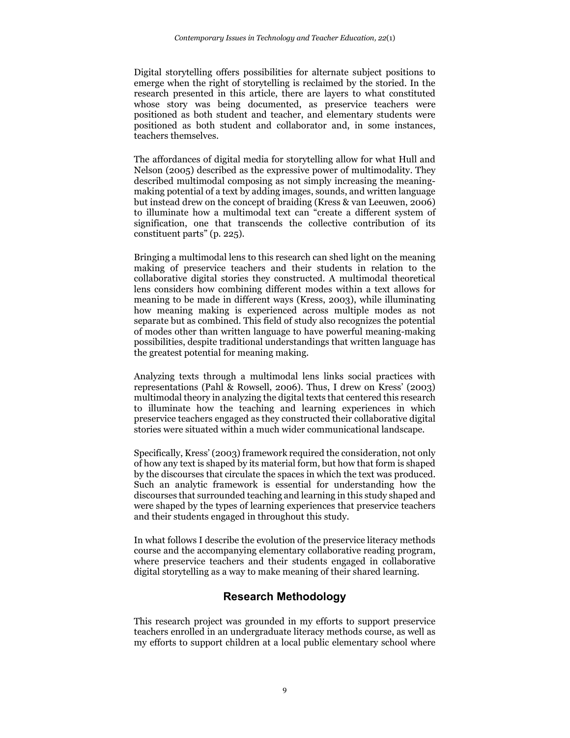Digital storytelling offers possibilities for alternate subject positions to emerge when the right of storytelling is reclaimed by the storied. In the research presented in this article, there are layers to what constituted whose story was being documented, as preservice teachers were positioned as both student and teacher, and elementary students were positioned as both student and collaborator and, in some instances, teachers themselves.

The affordances of digital media for storytelling allow for what Hull and Nelson (2005) described as the expressive power of multimodality. They described multimodal composing as not simply increasing the meaning-making potential of a text by adding images, sounds, and written language but instead drew on the concept of braiding (Kress & van Leeuwen, 2006) to illuminate how a multimodal text can "create a different system of signification, one that transcends the collective contribution of its constituent parts" (p. 225).

Bringing a multimodal lens to this research can shed light on the meaning making of preservice teachers and their students in relation to the collaborative digital stories they constructed. A multimodal theoretical lens considers how combining different modes within a text allows for meaning to be made in different ways (Kress, 2003), while illuminating how meaning making is experienced across multiple modes as not separate but as combined. This field of study also recognizes the potential of modes other than written language to have powerful meaning-making possibilities, despite traditional understandings that written language has the greatest potential for meaning making.

Analyzing texts through a multimodal lens links social practices with representations (Pahl & Rowsell, 2006). Thus, I drew on Kress' (2003) multimodal theory in analyzing the digital texts that centered this research to illuminate how the teaching and learning experiences in which preservice teachers engaged as they constructed their collaborative digital stories were situated within a much wider communicational landscape.

Specifically, Kress' (2003) framework required the consideration, not only of how any text is shaped by its material form, but how that form is shaped by the discourses that circulate the spaces in which the text was produced. Such an analytic framework is essential for understanding how the discourses that surrounded teaching and learning in this study shaped and were shaped by the types of learning experiences that preservice teachers and their students engaged in throughout this study.

In what follows I describe the evolution of the preservice literacy methods course and the accompanying elementary collaborative reading program, where preservice teachers and their students engaged in collaborative digital storytelling as a way to make meaning of their shared learning.

## Research Methodology

This research project was grounded in my efforts to support preservice teachers enrolled in an undergraduate literacy methods course, as well as my efforts to support children at a local public elementary school where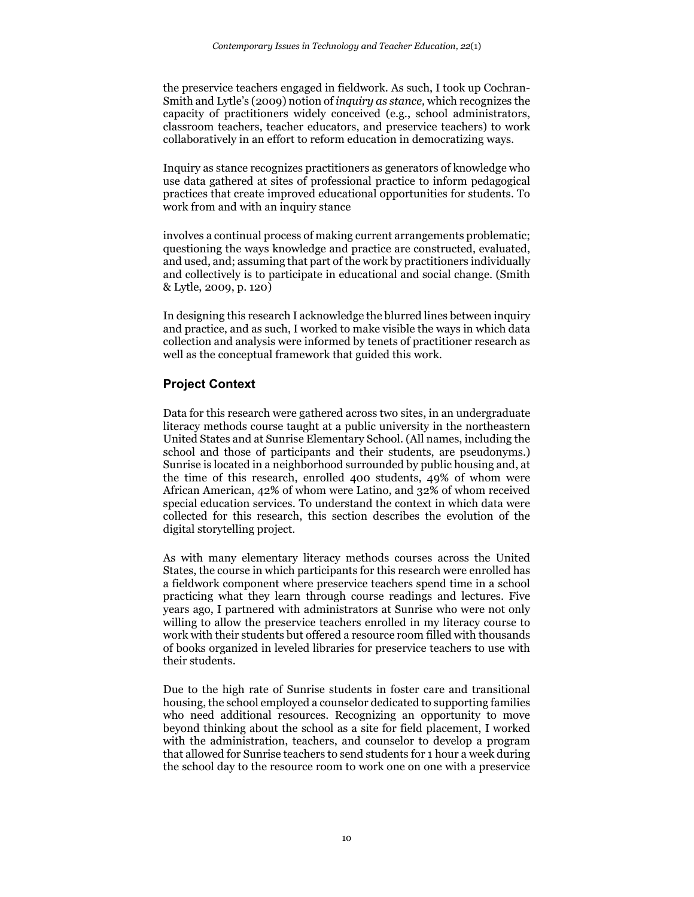the preservice teachers engaged in fieldwork. As such, I took up Cochran-Smith and Lytle's (2009) notion of *inquiry as stance,* which recognizes the capacity of practitioners widely conceived (e.g., school administrators, classroom teachers, teacher educators, and preservice teachers) to work collaboratively in an effort to reform education in democratizing ways.

Inquiry as stance recognizes practitioners as generators of knowledge who use data gathered at sites of professional practice to inform pedagogical practices that create improved educational opportunities for students. To work from and with an inquiry stance

> involves a continual process of making current arrangements problematic; questioning the ways knowledge and practice are constructed, evaluated, and used, and; assuming that part of the work by practitioners individually and collectively is to participate in educational and social change. (Smith & Lytle, 2009, p. 120)

In designing this research I acknowledge the blurred lines between inquiry and practice, and as such, I worked to make visible the ways in which data collection and analysis were informed by tenets of practitioner research as well as the conceptual framework that guided this work.

## Project Context

Data for this research were gathered across two sites, in an undergraduate literacy methods course taught at a public university in the northeastern United States and at Sunrise Elementary School. (All names, including the school and those of participants and their students, are pseudonyms.) Sunrise is located in a neighborhood surrounded by public housing and, at the time of this research, enrolled 400 students, 49% of whom were African American, 42% of whom were Latino, and 32% of whom received special education services. To understand the context in which data were collected for this research, this section describes the evolution of the digital storytelling project.

As with many elementary literacy methods courses across the United States, the course in which participants for this research were enrolled has a fieldwork component where preservice teachers spend time in a school practicing what they learn through course readings and lectures. Five years ago, I partnered with administrators at Sunrise who were not only willing to allow the preservice teachers enrolled in my literacy course to work with their students but offered a resource room filled with thousands of books organized in leveled libraries for preservice teachers to use with their students.

Due to the high rate of Sunrise students in foster care and transitional housing, the school employed a counselor dedicated to supporting families who need additional resources. Recognizing an opportunity to move beyond thinking about the school as a site for field placement, I worked with the administration, teachers, and counselor to develop a program that allowed for Sunrise teachers to send students for 1 hour a week during the school day to the resource room to work one on one with a preservice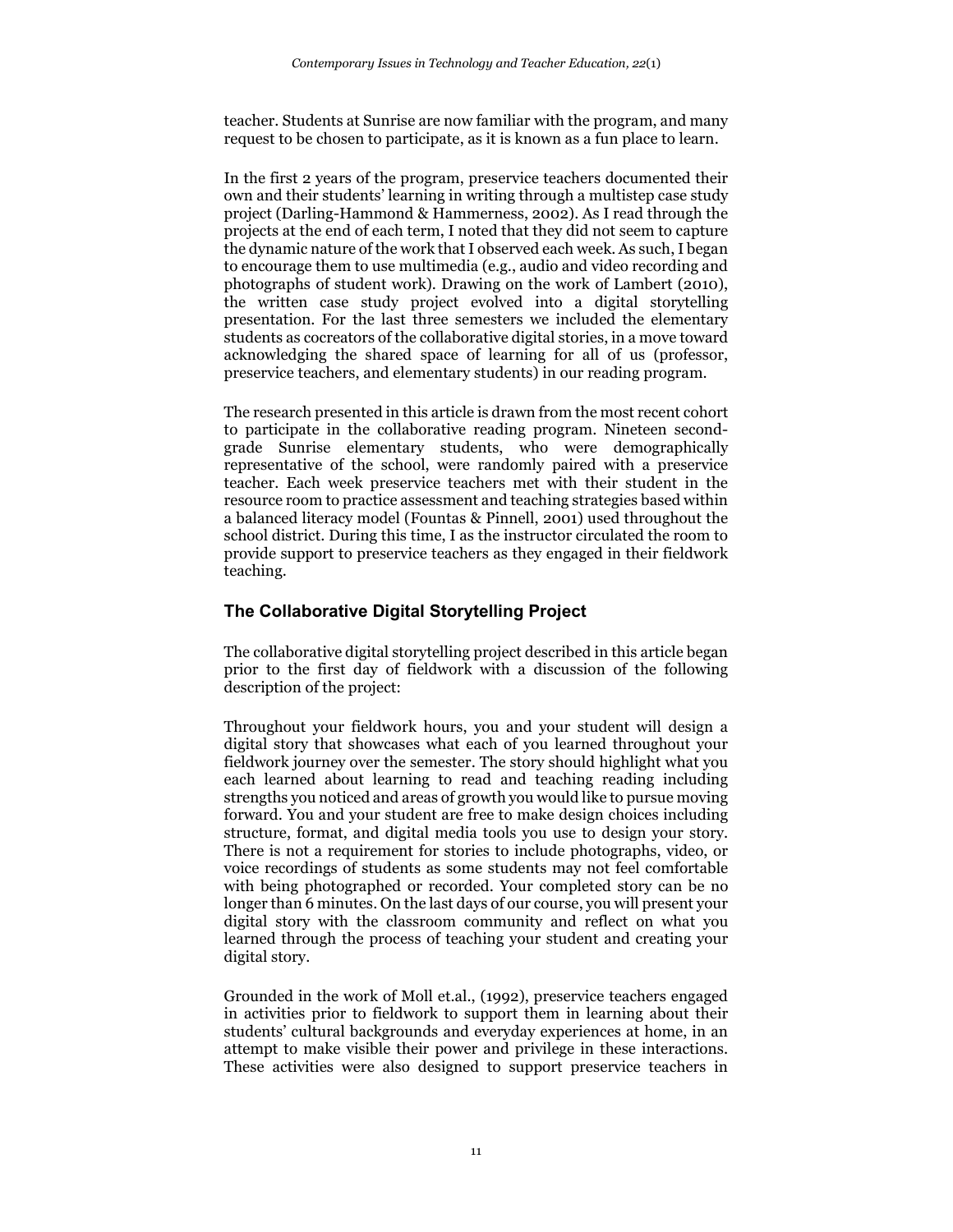teacher. Students at Sunrise are now familiar with the program, and many request to be chosen to participate, as it is known as a fun place to learn.

In the first 2 years of the program, preservice teachers documented their own and their students' learning in writing through a multistep case study project (Darling-Hammond & Hammerness, 2002). As I read through the projects at the end of each term, I noted that they did not seem to capture the dynamic nature of the work that I observed each week. As such, I began to encourage them to use multimedia (e.g., audio and video recording and photographs of student work). Drawing on the work of Lambert (2010), the written case study project evolved into a digital storytelling presentation. For the last three semesters we included the elementary students as cocreators of the collaborative digital stories, in a move toward acknowledging the shared space of learning for all of us (professor, preservice teachers, and elementary students) in our reading program.

The research presented in this article is drawn from the most recent cohort to participate in the collaborative reading program. Nineteen second-grade Sunrise elementary students, who were demographically representative of the school, were randomly paired with a preservice teacher. Each week preservice teachers met with their student in the resource room to practice assessment and teaching strategies based within a balanced literacy model (Fountas & Pinnell, 2001) used throughout the school district. During this time, I as the instructor circulated the room to provide support to preservice teachers as they engaged in their fieldwork teaching.

## The Collaborative Digital Storytelling Project

The collaborative digital storytelling project described in this article began prior to the first day of fieldwork with a discussion of the following description of the project:

Throughout your fieldwork hours, you and your student will design a digital story that showcases what each of you learned throughout your fieldwork journey over the semester. The story should highlight what you each learned about learning to read and teaching reading including strengths you noticed and areas of growth you would like to pursue moving forward. You and your student are free to make design choices including structure, format, and digital media tools you use to design your story. There is not a requirement for stories to include photographs, video, or voice recordings of students as some students may not feel comfortable with being photographed or recorded. Your completed story can be no longer than 6 minutes. On the last days of our course, you will present your digital story with the classroom community and reflect on what you learned through the process of teaching your student and creating your digital story.

Grounded in the work of Moll et.al., (1992), preservice teachers engaged in activities prior to fieldwork to support them in learning about their students' cultural backgrounds and everyday experiences at home, in an attempt to make visible their power and privilege in these interactions. These activities were also designed to support preservice teachers in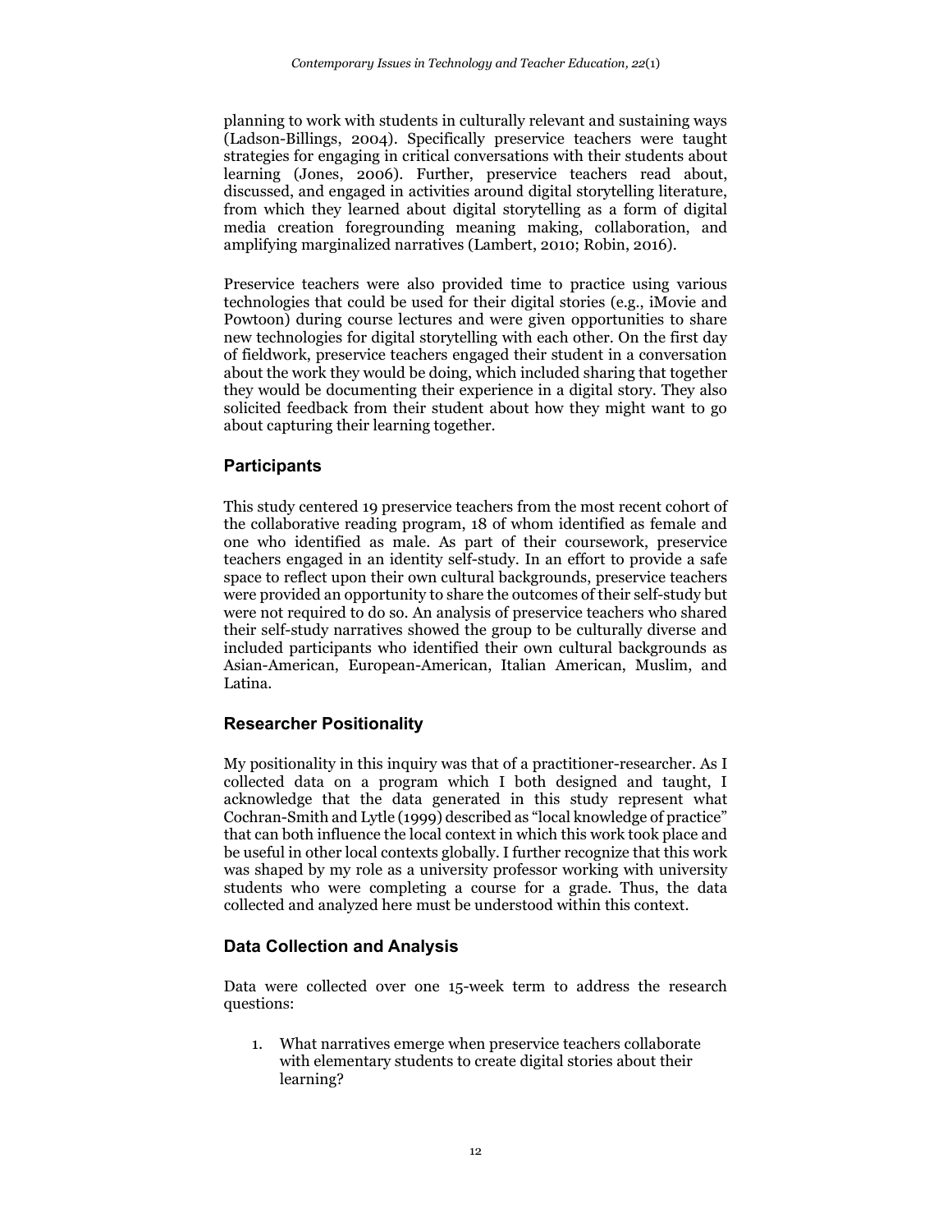planning to work with students in culturally relevant and sustaining ways (Ladson-Billings, 2004). Specifically preservice teachers were taught strategies for engaging in critical conversations with their students about learning (Jones, 2006). Further, preservice teachers read about, discussed, and engaged in activities around digital storytelling literature, from which they learned about digital storytelling as a form of digital media creation foregrounding meaning making, collaboration, and amplifying marginalized narratives (Lambert, 2010; Robin, 2016).

Preservice teachers were also provided time to practice using various technologies that could be used for their digital stories (e.g., iMovie and Powtoon) during course lectures and were given opportunities to share new technologies for digital storytelling with each other. On the first day of fieldwork, preservice teachers engaged their student in a conversation about the work they would be doing, which included sharing that together they would be documenting their experience in a digital story. They also solicited feedback from their student about how they might want to go about capturing their learning together.

## Participants

This study centered 19 preservice teachers from the most recent cohort of the collaborative reading program, 18 of whom identified as female and one who identified as male. As part of their coursework, preservice teachers engaged in an identity self-study. In an effort to provide a safe space to reflect upon their own cultural backgrounds, preservice teachers were provided an opportunity to share the outcomes of their self-study but were not required to do so. An analysis of preservice teachers who shared their self-study narratives showed the group to be culturally diverse and included participants who identified their own cultural backgrounds as Asian-American, European-American, Italian American, Muslim, and Latina.

## Researcher Positionality

My positionality in this inquiry was that of a practitioner-researcher. As I collected data on a program which I both designed and taught, I acknowledge that the data generated in this study represent what Cochran-Smith and Lytle (1999) described as "local knowledge of practice" that can both influence the local context in which this work took place and be useful in other local contexts globally. I further recognize that this work was shaped by my role as a university professor working with university students who were completing a course for a grade. Thus, the data collected and analyzed here must be understood within this context.

## Data Collection and Analysis

Data were collected over one 15-week term to address the research questions:

1. What narratives emerge when preservice teachers collaborate with elementary students to create digital stories about their learning?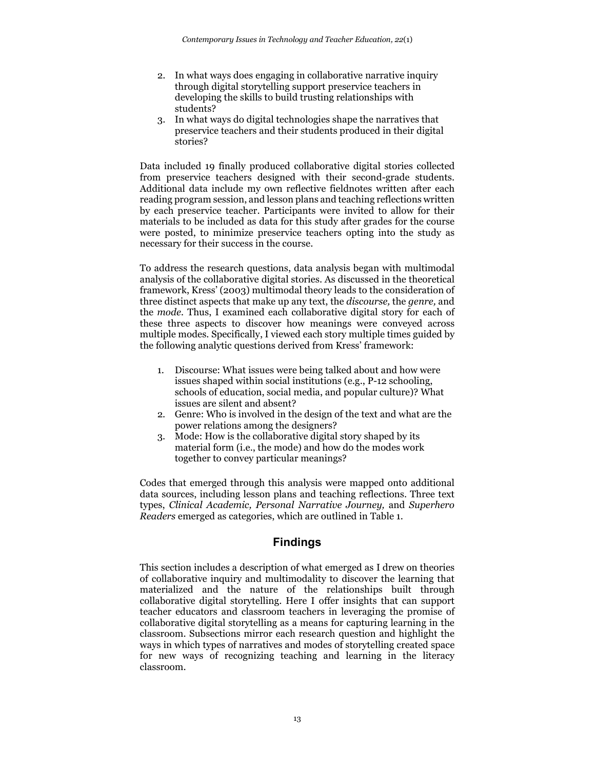2. In what ways does engaging in collaborative narrative inquiry through digital storytelling support preservice teachers in developing the skills to build trusting relationships with students?
3. In what ways do digital technologies shape the narratives that preservice teachers and their students produced in their digital stories?

Data included 19 finally produced collaborative digital stories collected from preservice teachers designed with their second-grade students. Additional data include my own reflective fieldnotes written after each reading program session, and lesson plans and teaching reflections written by each preservice teacher. Participants were invited to allow for their materials to be included as data for this study after grades for the course were posted, to minimize preservice teachers opting into the study as necessary for their success in the course.

To address the research questions, data analysis began with multimodal analysis of the collaborative digital stories. As discussed in the theoretical framework, Kress' (2003) multimodal theory leads to the consideration of three distinct aspects that make up any text, the *discourse,* the *genre,* and the *mode*. Thus, I examined each collaborative digital story for each of these three aspects to discover how meanings were conveyed across multiple modes. Specifically, I viewed each story multiple times guided by the following analytic questions derived from Kress' framework:

1. Discourse: What issues were being talked about and how were issues shaped within social institutions (e.g., P-12 schooling, schools of education, social media, and popular culture)? What issues are silent and absent?
2. Genre: Who is involved in the design of the text and what are the power relations among the designers?
3. Mode: How is the collaborative digital story shaped by its material form (i.e., the mode) and how do the modes work together to convey particular meanings?

Codes that emerged through this analysis were mapped onto additional data sources, including lesson plans and teaching reflections. Three text types, *Clinical Academic, Personal Narrative Journey,* and *Superhero Readers* emerged as categories, which are outlined in Table 1.

## Findings

This section includes a description of what emerged as I drew on theories of collaborative inquiry and multimodality to discover the learning that materialized and the nature of the relationships built through collaborative digital storytelling. Here I offer insights that can support teacher educators and classroom teachers in leveraging the promise of collaborative digital storytelling as a means for capturing learning in the classroom. Subsections mirror each research question and highlight the ways in which types of narratives and modes of storytelling created space for new ways of recognizing teaching and learning in the literacy classroom.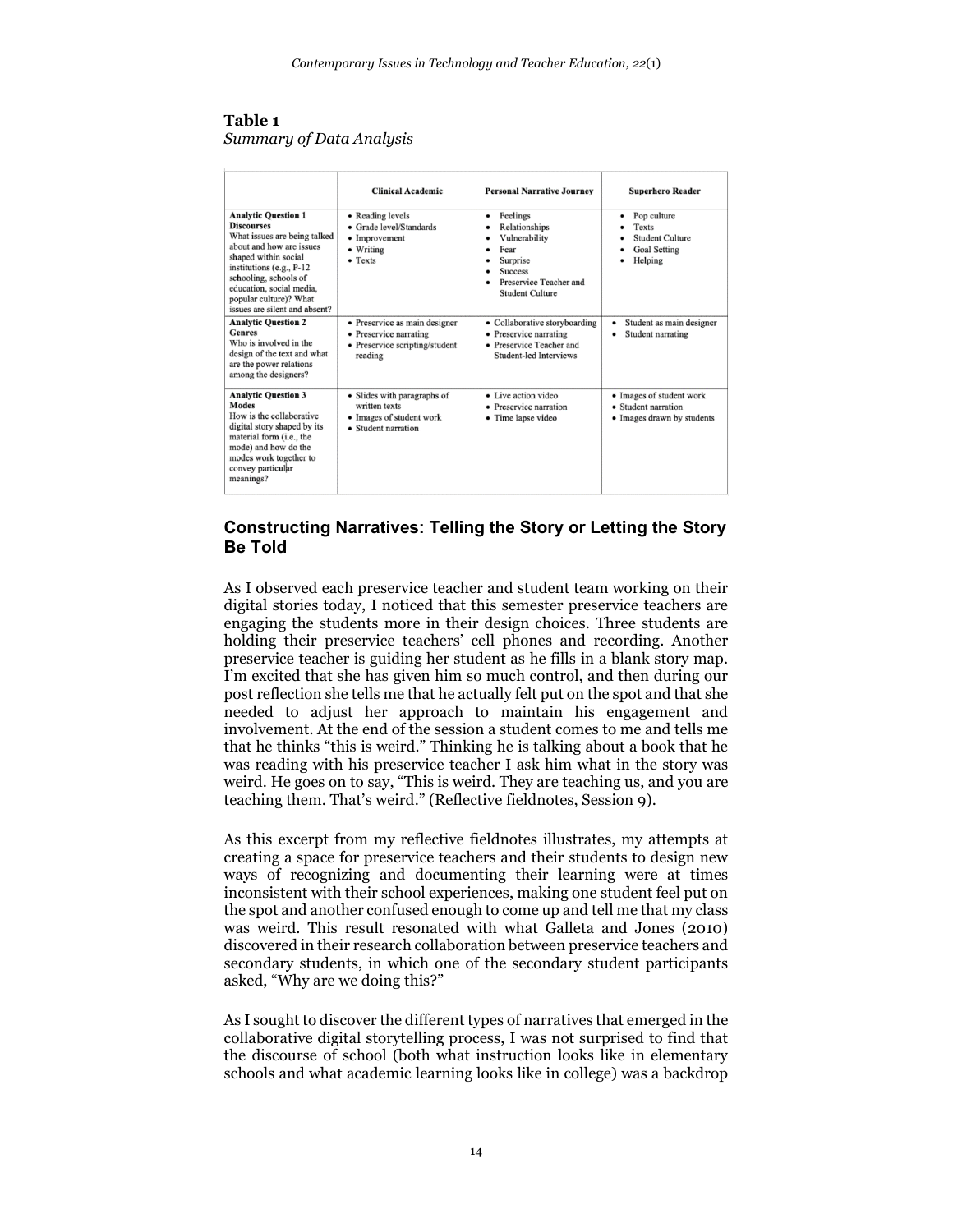**Table 1**
*Summary of Data Analysis*

| | Clinical Academic | Personal Narrative Journey | Superhero Reader |
|---|---|---|---|
| **Analytic Question 1** **Discourses** What issues are being talked about and how are issues shaped within social institutions (e.g., P-12 schooling, schools of education, social media, popular culture)? What issues are silent and absent? | • Reading levels<br>• Grade level/Standards<br>• Improvement<br>• Writing<br>• Texts | • Feelings<br>• Relationships<br>• Vulnerability<br>• Fear<br>• Surprise<br>• Success<br>• Preservice Teacher and Student Culture | • Pop culture<br>• Texts<br>• Student Culture<br>• Goal Setting<br>• Helping |
| **Analytic Question 2** **Genres** Who is involved in the design of the text and what are the power relations among the designers? | • Preservice as main designer<br>• Preservice narrating<br>• Preservice scripting/student reading | • Collaborative storyboarding<br>• Preservice narrating<br>• Preservice Teacher and Student-led Interviews | • Student as main designer<br>• Student narrating |
| **Analytic Question 3** **Modes** How is the collaborative digital story shaped by its material form (i.e., the mode) and how do the modes work together to convey particular meanings? | • Slides with paragraphs of written texts<br>• Images of student work<br>• Student narration | • Live action video<br>• Preservice narration<br>• Time lapse video | • Images of student work<br>• Student narration<br>• Images drawn by students |

## Constructing Narratives: Telling the Story or Letting the Story Be Told

As I observed each preservice teacher and student team working on their digital stories today, I noticed that this semester preservice teachers are engaging the students more in their design choices. Three students are holding their preservice teachers' cell phones and recording. Another preservice teacher is guiding her student as he fills in a blank story map. I'm excited that she has given him so much control, and then during our post reflection she tells me that he actually felt put on the spot and that she needed to adjust her approach to maintain his engagement and involvement. At the end of the session a student comes to me and tells me that he thinks "this is weird." Thinking he is talking about a book that he was reading with his preservice teacher I ask him what in the story was weird. He goes on to say, "This is weird. They are teaching us, and you are teaching them. That's weird." (Reflective fieldnotes, Session 9).

As this excerpt from my reflective fieldnotes illustrates, my attempts at creating a space for preservice teachers and their students to design new ways of recognizing and documenting their learning were at times inconsistent with their school experiences, making one student feel put on the spot and another confused enough to come up and tell me that my class was weird. This result resonated with what Galleta and Jones (2010) discovered in their research collaboration between preservice teachers and secondary students, in which one of the secondary student participants asked, "Why are we doing this?"

As I sought to discover the different types of narratives that emerged in the collaborative digital storytelling process, I was not surprised to find that the discourse of school (both what instruction looks like in elementary schools and what academic learning looks like in college) was a backdrop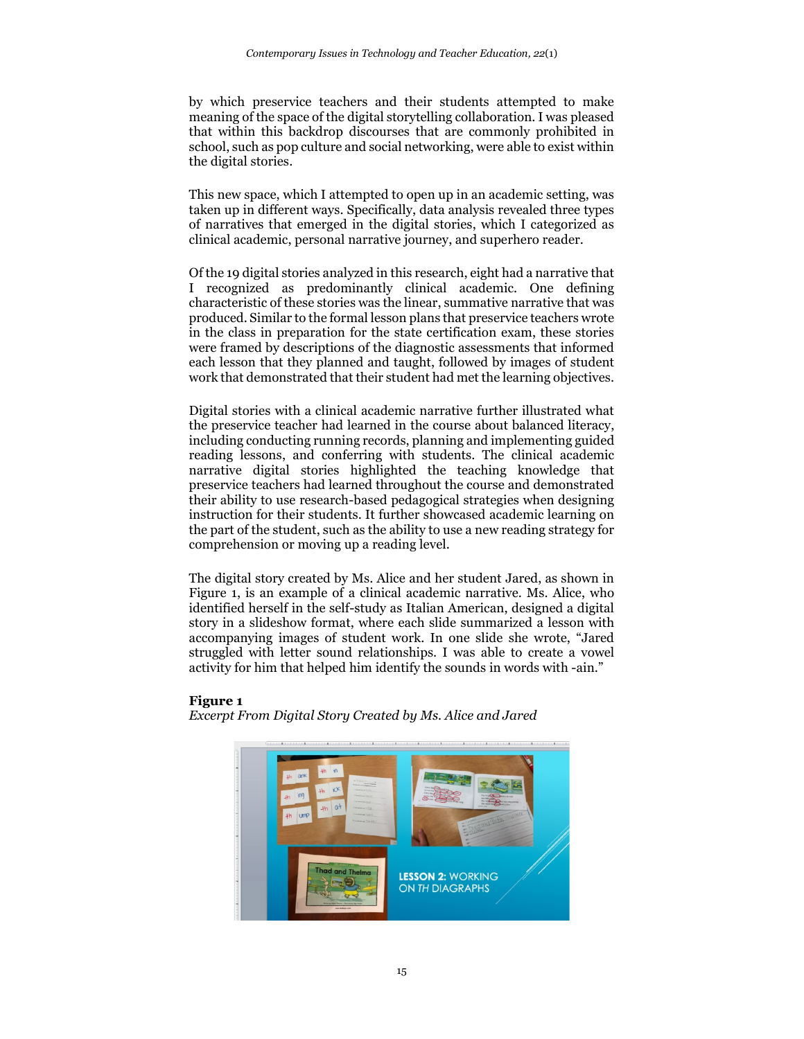by which preservice teachers and their students attempted to make meaning of the space of the digital storytelling collaboration. I was pleased that within this backdrop discourses that are commonly prohibited in school, such as pop culture and social networking, were able to exist within the digital stories.

This new space, which I attempted to open up in an academic setting, was taken up in different ways. Specifically, data analysis revealed three types of narratives that emerged in the digital stories, which I categorized as clinical academic, personal narrative journey, and superhero reader.

Of the 19 digital stories analyzed in this research, eight had a narrative that I recognized as predominantly clinical academic. One defining characteristic of these stories was the linear, summative narrative that was produced. Similar to the formal lesson plans that preservice teachers wrote in the class in preparation for the state certification exam, these stories were framed by descriptions of the diagnostic assessments that informed each lesson that they planned and taught, followed by images of student work that demonstrated that their student had met the learning objectives.

Digital stories with a clinical academic narrative further illustrated what the preservice teacher had learned in the course about balanced literacy, including conducting running records, planning and implementing guided reading lessons, and conferring with students. The clinical academic narrative digital stories highlighted the teaching knowledge that preservice teachers had learned throughout the course and demonstrated their ability to use research-based pedagogical strategies when designing instruction for their students. It further showcased academic learning on the part of the student, such as the ability to use a new reading strategy for comprehension or moving up a reading level.

The digital story created by Ms. Alice and her student Jared, as shown in Figure 1, is an example of a clinical academic narrative. Ms. Alice, who identified herself in the self-study as Italian American, designed a digital story in a slideshow format, where each slide summarized a lesson with accompanying images of student work. In one slide she wrote, "Jared struggled with letter sound relationships. I was able to create a vowel activity for him that helped him identify the sounds in words with -ain."

**Figure 1**
*Excerpt From Digital Story Created by Ms. Alice and Jared*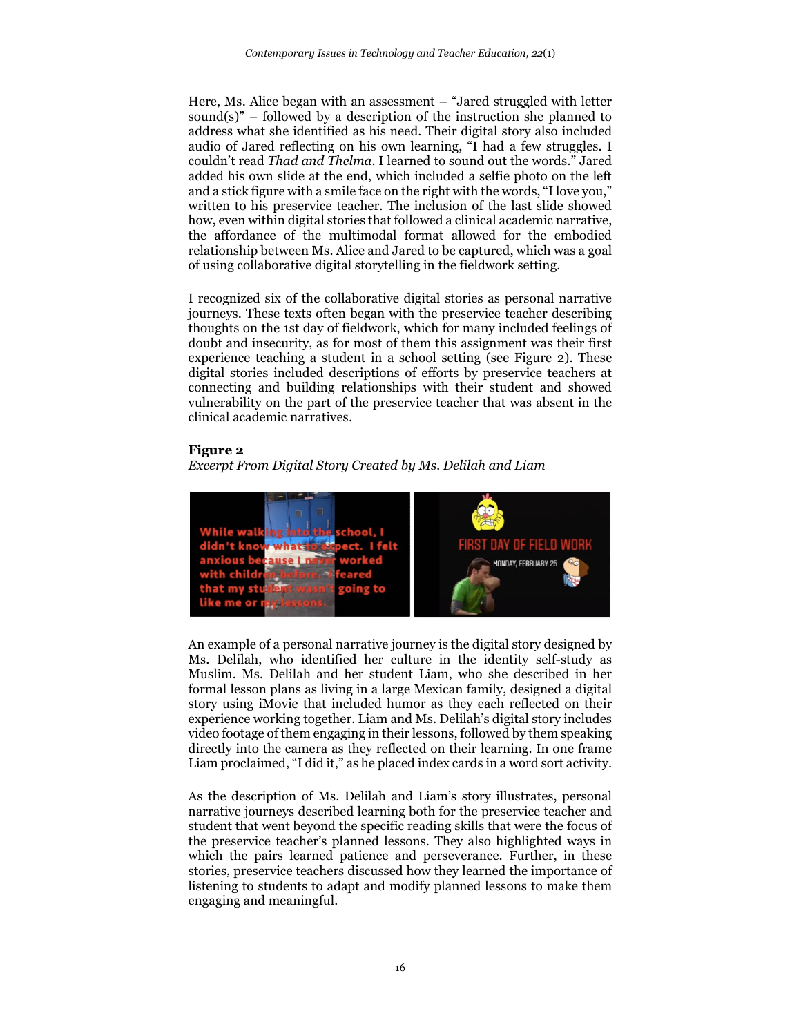Here, Ms. Alice began with an assessment – "Jared struggled with letter sound(s)" – followed by a description of the instruction she planned to address what she identified as his need. Their digital story also included audio of Jared reflecting on his own learning, "I had a few struggles. I couldn't read *Thad and Thelma*. I learned to sound out the words." Jared added his own slide at the end, which included a selfie photo on the left and a stick figure with a smile face on the right with the words, "I love you," written to his preservice teacher. The inclusion of the last slide showed how, even within digital stories that followed a clinical academic narrative, the affordance of the multimodal format allowed for the embodied relationship between Ms. Alice and Jared to be captured, which was a goal of using collaborative digital storytelling in the fieldwork setting.

I recognized six of the collaborative digital stories as personal narrative journeys. These texts often began with the preservice teacher describing thoughts on the 1st day of fieldwork, which for many included feelings of doubt and insecurity, as for most of them this assignment was their first experience teaching a student in a school setting (see Figure 2). These digital stories included descriptions of efforts by preservice teachers at connecting and building relationships with their student and showed vulnerability on the part of the preservice teacher that was absent in the clinical academic narratives.

**Figure 2**
*Excerpt From Digital Story Created by Ms. Delilah and Liam*

An example of a personal narrative journey is the digital story designed by Ms. Delilah, who identified her culture in the identity self-study as Muslim. Ms. Delilah and her student Liam, who she described in her formal lesson plans as living in a large Mexican family, designed a digital story using iMovie that included humor as they each reflected on their experience working together. Liam and Ms. Delilah's digital story includes video footage of them engaging in their lessons, followed by them speaking directly into the camera as they reflected on their learning. In one frame Liam proclaimed, "I did it," as he placed index cards in a word sort activity.

As the description of Ms. Delilah and Liam's story illustrates, personal narrative journeys described learning both for the preservice teacher and student that went beyond the specific reading skills that were the focus of the preservice teacher's planned lessons. They also highlighted ways in which the pairs learned patience and perseverance. Further, in these stories, preservice teachers discussed how they learned the importance of listening to students to adapt and modify planned lessons to make them engaging and meaningful.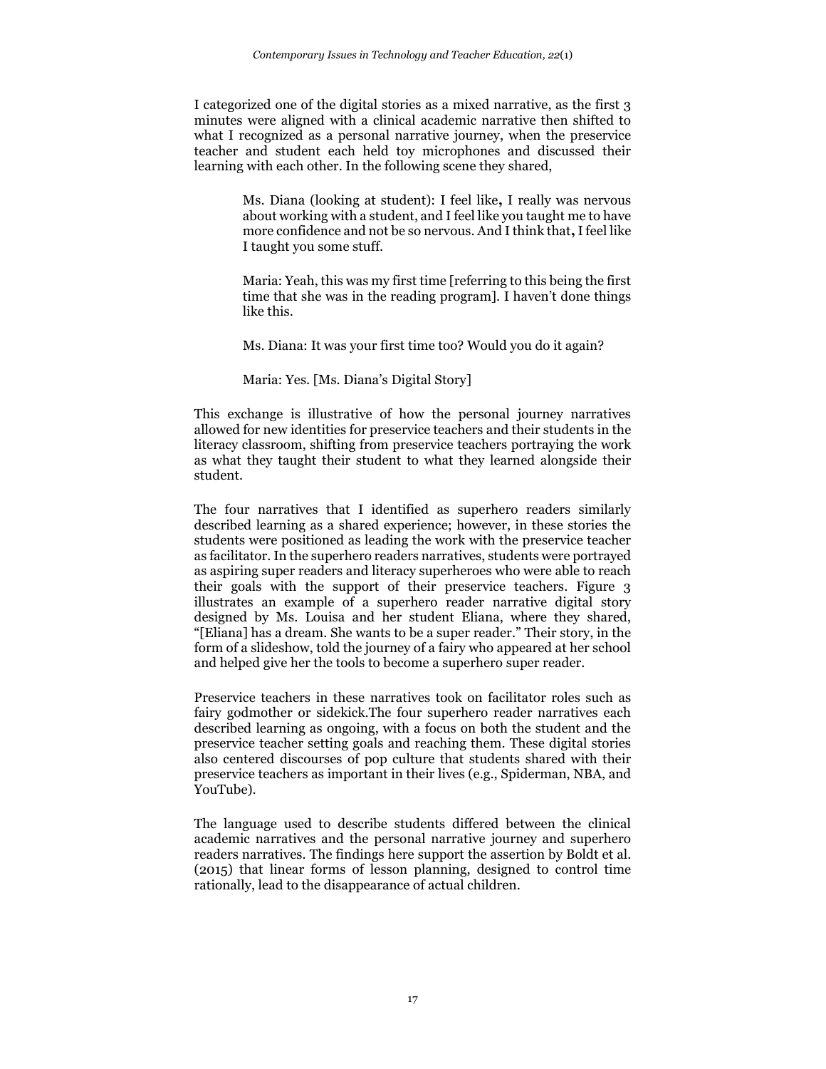I categorized one of the digital stories as a mixed narrative, as the first 3 minutes were aligned with a clinical academic narrative then shifted to what I recognized as a personal narrative journey, when the preservice teacher and student each held toy microphones and discussed their learning with each other. In the following scene they shared,

> Ms. Diana (looking at student): I feel like, I really was nervous about working with a student, and I feel like you taught me to have more confidence and not be so nervous. And I think that, I feel like I taught you some stuff.
>
> Maria: Yeah, this was my first time [referring to this being the first time that she was in the reading program]. I haven't done things like this.
>
> Ms. Diana: It was your first time too? Would you do it again?
>
> Maria: Yes. [Ms. Diana's Digital Story]

This exchange is illustrative of how the personal journey narratives allowed for new identities for preservice teachers and their students in the literacy classroom, shifting from preservice teachers portraying the work as what they taught their student to what they learned alongside their student.

The four narratives that I identified as superhero readers similarly described learning as a shared experience; however, in these stories the students were positioned as leading the work with the preservice teacher as facilitator. In the superhero readers narratives, students were portrayed as aspiring super readers and literacy superheroes who were able to reach their goals with the support of their preservice teachers. Figure 3 illustrates an example of a superhero reader narrative digital story designed by Ms. Louisa and her student Eliana, where they shared, "[Eliana] has a dream. She wants to be a super reader." Their story, in the form of a slideshow, told the journey of a fairy who appeared at her school and helped give her the tools to become a superhero super reader.

Preservice teachers in these narratives took on facilitator roles such as fairy godmother or sidekick.The four superhero reader narratives each described learning as ongoing, with a focus on both the student and the preservice teacher setting goals and reaching them. These digital stories also centered discourses of pop culture that students shared with their preservice teachers as important in their lives (e.g., Spiderman, NBA, and YouTube).

The language used to describe students differed between the clinical academic narratives and the personal narrative journey and superhero readers narratives. The findings here support the assertion by Boldt et al. (2015) that linear forms of lesson planning, designed to control time rationally, lead to the disappearance of actual children.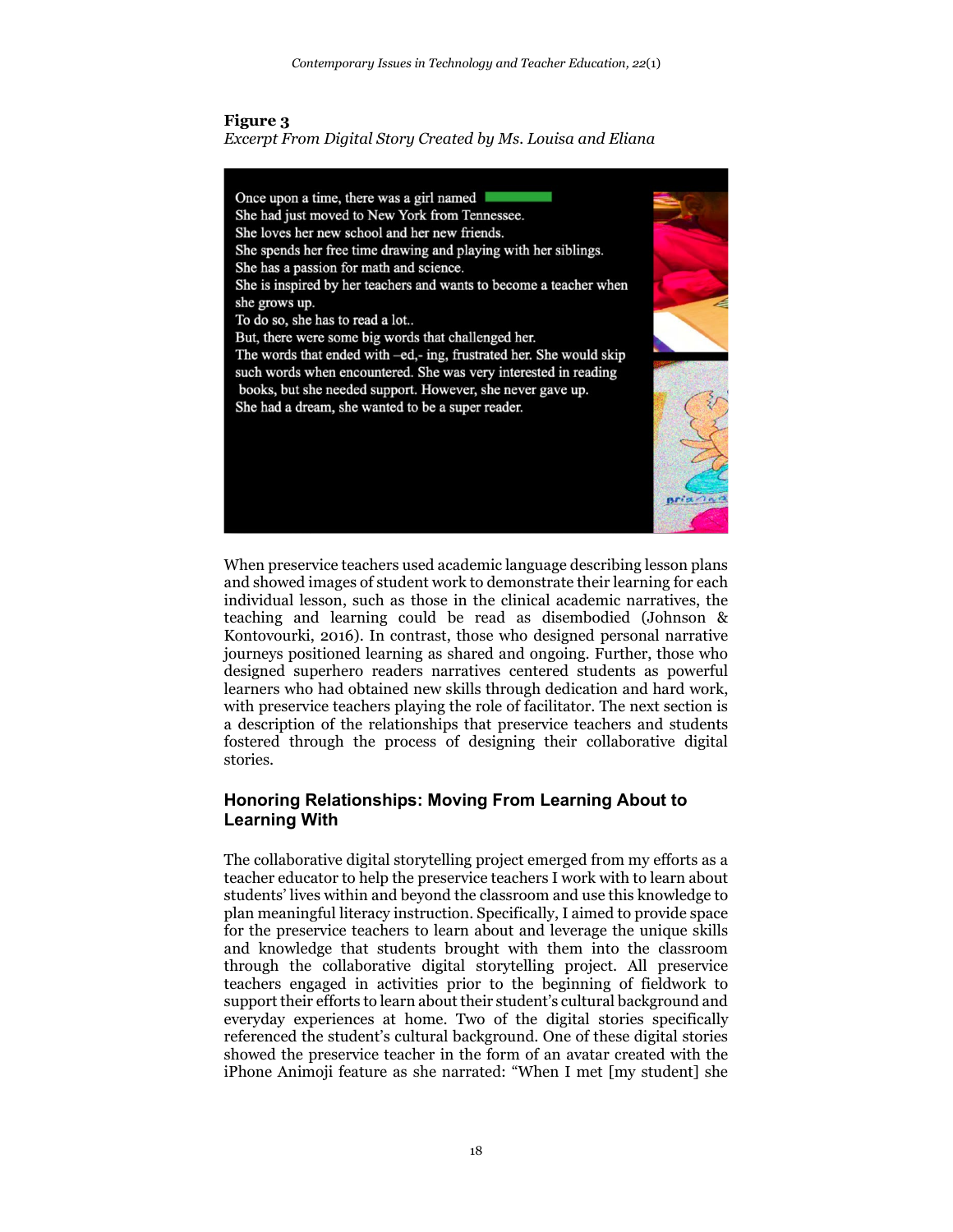**Figure 3**
*Excerpt From Digital Story Created by Ms. Louisa and Eliana*

> Once upon a time, there was a girl named
> She had just moved to New York from Tennessee.
> She loves her new school and her new friends.
> She spends her free time drawing and playing with her siblings.
> She has a passion for math and science.
> She is inspired by her teachers and wants to become a teacher when she grows up.
> To do so, she has to read a lot..
> But, there were some big words that challenged her.
> The words that ended with –ed,- ing, frustrated her. She would skip such words when encountered. She was very interested in reading books, but she needed support. However, she never gave up.
> She had a dream, she wanted to be a super reader.

When preservice teachers used academic language describing lesson plans and showed images of student work to demonstrate their learning for each individual lesson, such as those in the clinical academic narratives, the teaching and learning could be read as disembodied (Johnson & Kontovourki, 2016). In contrast, those who designed personal narrative journeys positioned learning as shared and ongoing. Further, those who designed superhero readers narratives centered students as powerful learners who had obtained new skills through dedication and hard work, with preservice teachers playing the role of facilitator. The next section is a description of the relationships that preservice teachers and students fostered through the process of designing their collaborative digital stories.

## Honoring Relationships: Moving From Learning About to Learning With

The collaborative digital storytelling project emerged from my efforts as a teacher educator to help the preservice teachers I work with to learn about students' lives within and beyond the classroom and use this knowledge to plan meaningful literacy instruction. Specifically, I aimed to provide space for the preservice teachers to learn about and leverage the unique skills and knowledge that students brought with them into the classroom through the collaborative digital storytelling project. All preservice teachers engaged in activities prior to the beginning of fieldwork to support their efforts to learn about their student's cultural background and everyday experiences at home. Two of the digital stories specifically referenced the student's cultural background. One of these digital stories showed the preservice teacher in the form of an avatar created with the iPhone Animoji feature as she narrated: "When I met [my student] she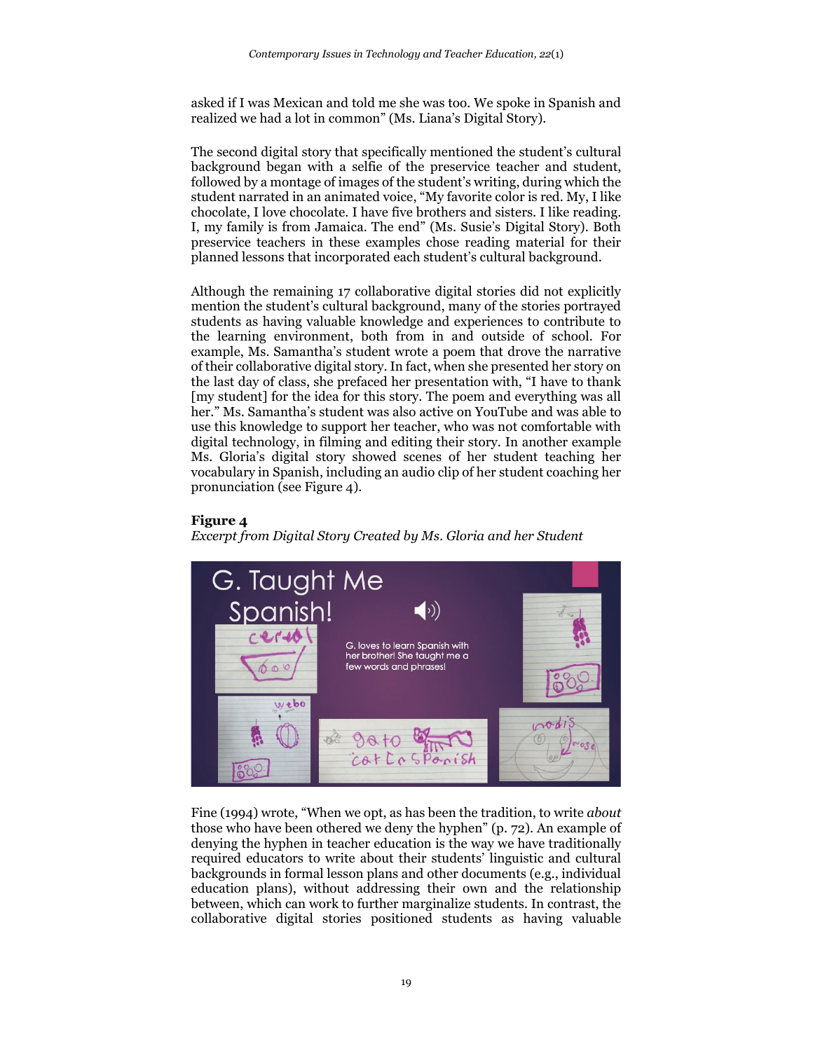asked if I was Mexican and told me she was too. We spoke in Spanish and realized we had a lot in common" (Ms. Liana's Digital Story).

The second digital story that specifically mentioned the student's cultural background began with a selfie of the preservice teacher and student, followed by a montage of images of the student's writing, during which the student narrated in an animated voice, "My favorite color is red. My, I like chocolate, I love chocolate. I have five brothers and sisters. I like reading. I, my family is from Jamaica. The end" (Ms. Susie's Digital Story). Both preservice teachers in these examples chose reading material for their planned lessons that incorporated each student's cultural background.

Although the remaining 17 collaborative digital stories did not explicitly mention the student's cultural background, many of the stories portrayed students as having valuable knowledge and experiences to contribute to the learning environment, both from in and outside of school. For example, Ms. Samantha's student wrote a poem that drove the narrative of their collaborative digital story. In fact, when she presented her story on the last day of class, she prefaced her presentation with, "I have to thank [my student] for the idea for this story. The poem and everything was all her." Ms. Samantha's student was also active on YouTube and was able to use this knowledge to support her teacher, who was not comfortable with digital technology, in filming and editing their story. In another example Ms. Gloria's digital story showed scenes of her student teaching her vocabulary in Spanish, including an audio clip of her student coaching her pronunciation (see Figure 4).

**Figure 4**
*Excerpt from Digital Story Created by Ms. Gloria and her Student*

Fine (1994) wrote, "When we opt, as has been the tradition, to write *about* those who have been othered we deny the hyphen" (p. 72). An example of denying the hyphen in teacher education is the way we have traditionally required educators to write about their students' linguistic and cultural backgrounds in formal lesson plans and other documents (e.g., individual education plans), without addressing their own and the relationship between, which can work to further marginalize students. In contrast, the collaborative digital stories positioned students as having valuable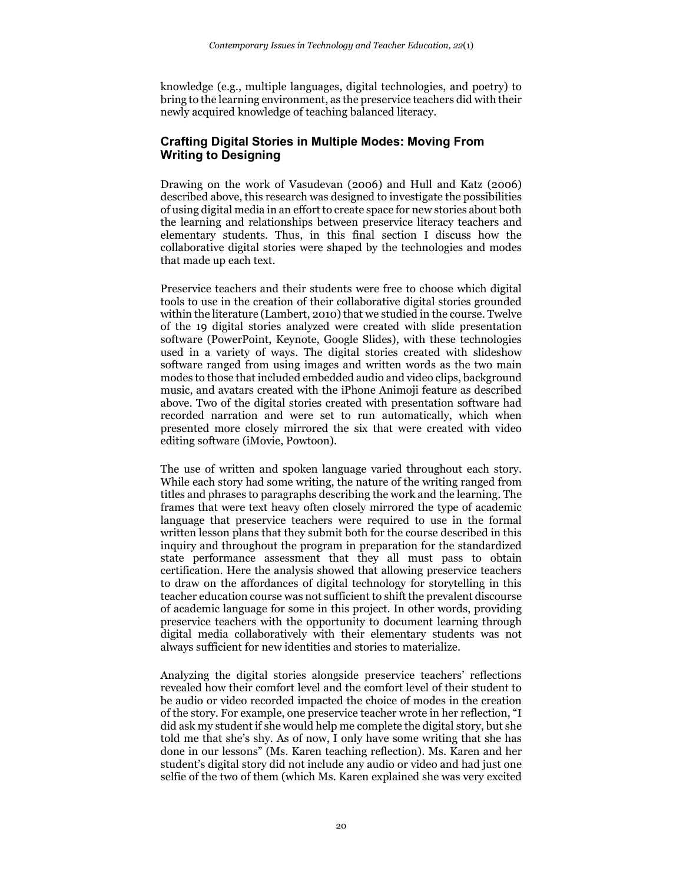knowledge (e.g., multiple languages, digital technologies, and poetry) to bring to the learning environment, as the preservice teachers did with their newly acquired knowledge of teaching balanced literacy.

### Crafting Digital Stories in Multiple Modes: Moving From Writing to Designing

Drawing on the work of Vasudevan (2006) and Hull and Katz (2006) described above, this research was designed to investigate the possibilities of using digital media in an effort to create space for new stories about both the learning and relationships between preservice literacy teachers and elementary students. Thus, in this final section I discuss how the collaborative digital stories were shaped by the technologies and modes that made up each text.

Preservice teachers and their students were free to choose which digital tools to use in the creation of their collaborative digital stories grounded within the literature (Lambert, 2010) that we studied in the course. Twelve of the 19 digital stories analyzed were created with slide presentation software (PowerPoint, Keynote, Google Slides), with these technologies used in a variety of ways. The digital stories created with slideshow software ranged from using images and written words as the two main modes to those that included embedded audio and video clips, background music, and avatars created with the iPhone Animoji feature as described above. Two of the digital stories created with presentation software had recorded narration and were set to run automatically, which when presented more closely mirrored the six that were created with video editing software (iMovie, Powtoon).

The use of written and spoken language varied throughout each story. While each story had some writing, the nature of the writing ranged from titles and phrases to paragraphs describing the work and the learning. The frames that were text heavy often closely mirrored the type of academic language that preservice teachers were required to use in the formal written lesson plans that they submit both for the course described in this inquiry and throughout the program in preparation for the standardized state performance assessment that they all must pass to obtain certification. Here the analysis showed that allowing preservice teachers to draw on the affordances of digital technology for storytelling in this teacher education course was not sufficient to shift the prevalent discourse of academic language for some in this project. In other words, providing preservice teachers with the opportunity to document learning through digital media collaboratively with their elementary students was not always sufficient for new identities and stories to materialize.

Analyzing the digital stories alongside preservice teachers' reflections revealed how their comfort level and the comfort level of their student to be audio or video recorded impacted the choice of modes in the creation of the story. For example, one preservice teacher wrote in her reflection, "I did ask my student if she would help me complete the digital story, but she told me that she's shy. As of now, I only have some writing that she has done in our lessons" (Ms. Karen teaching reflection). Ms. Karen and her student's digital story did not include any audio or video and had just one selfie of the two of them (which Ms. Karen explained she was very excited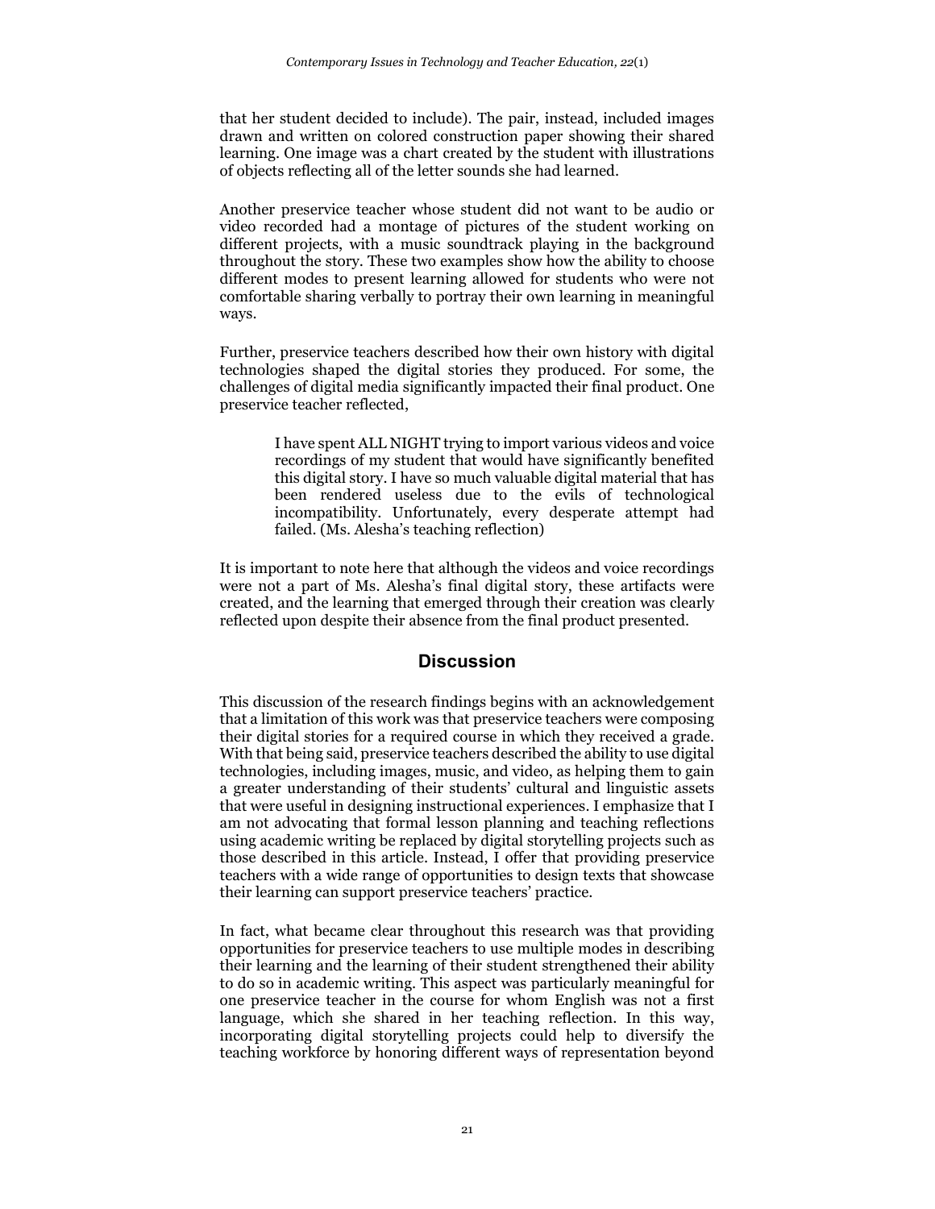that her student decided to include). The pair, instead, included images drawn and written on colored construction paper showing their shared learning. One image was a chart created by the student with illustrations of objects reflecting all of the letter sounds she had learned.

Another preservice teacher whose student did not want to be audio or video recorded had a montage of pictures of the student working on different projects, with a music soundtrack playing in the background throughout the story. These two examples show how the ability to choose different modes to present learning allowed for students who were not comfortable sharing verbally to portray their own learning in meaningful ways.

Further, preservice teachers described how their own history with digital technologies shaped the digital stories they produced. For some, the challenges of digital media significantly impacted their final product. One preservice teacher reflected,

> I have spent ALL NIGHT trying to import various videos and voice recordings of my student that would have significantly benefited this digital story. I have so much valuable digital material that has been rendered useless due to the evils of technological incompatibility. Unfortunately, every desperate attempt had failed. (Ms. Alesha's teaching reflection)

It is important to note here that although the videos and voice recordings were not a part of Ms. Alesha's final digital story, these artifacts were created, and the learning that emerged through their creation was clearly reflected upon despite their absence from the final product presented.

## Discussion

This discussion of the research findings begins with an acknowledgement that a limitation of this work was that preservice teachers were composing their digital stories for a required course in which they received a grade. With that being said, preservice teachers described the ability to use digital technologies, including images, music, and video, as helping them to gain a greater understanding of their students' cultural and linguistic assets that were useful in designing instructional experiences. I emphasize that I am not advocating that formal lesson planning and teaching reflections using academic writing be replaced by digital storytelling projects such as those described in this article. Instead, I offer that providing preservice teachers with a wide range of opportunities to design texts that showcase their learning can support preservice teachers' practice.

In fact, what became clear throughout this research was that providing opportunities for preservice teachers to use multiple modes in describing their learning and the learning of their student strengthened their ability to do so in academic writing. This aspect was particularly meaningful for one preservice teacher in the course for whom English was not a first language, which she shared in her teaching reflection. In this way, incorporating digital storytelling projects could help to diversify the teaching workforce by honoring different ways of representation beyond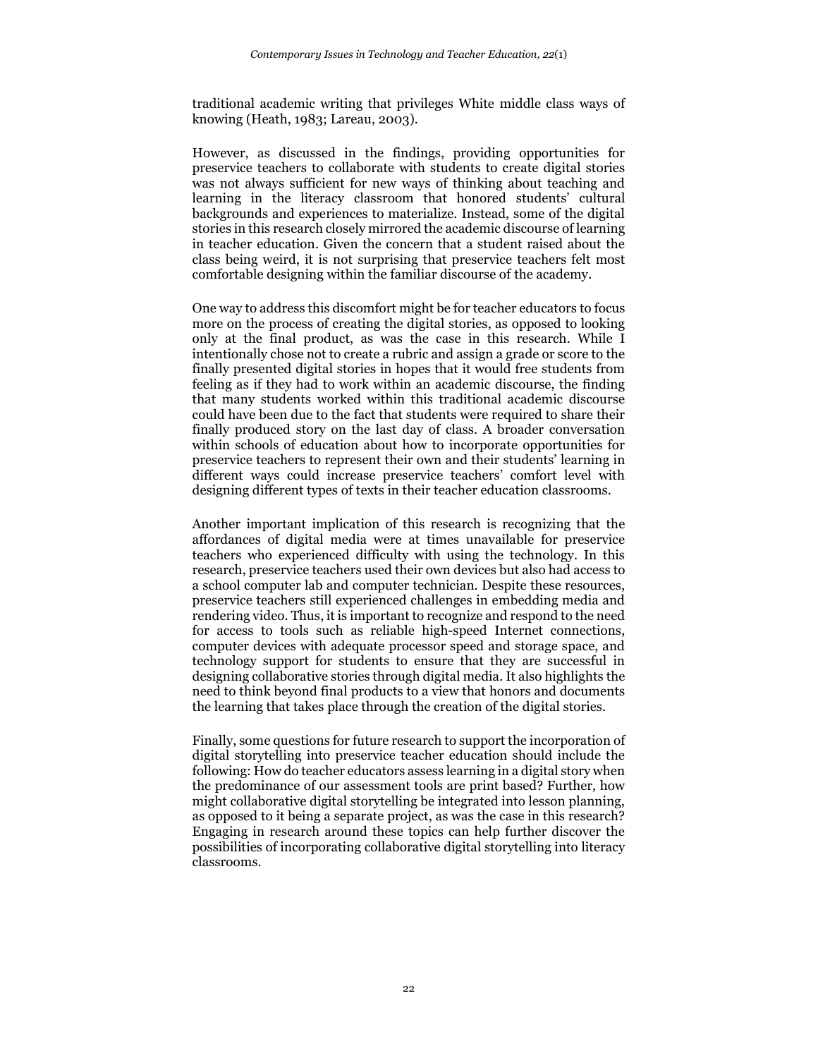traditional academic writing that privileges White middle class ways of knowing (Heath, 1983; Lareau, 2003).

However, as discussed in the findings, providing opportunities for preservice teachers to collaborate with students to create digital stories was not always sufficient for new ways of thinking about teaching and learning in the literacy classroom that honored students' cultural backgrounds and experiences to materialize. Instead, some of the digital stories in this research closely mirrored the academic discourse of learning in teacher education. Given the concern that a student raised about the class being weird, it is not surprising that preservice teachers felt most comfortable designing within the familiar discourse of the academy.

One way to address this discomfort might be for teacher educators to focus more on the process of creating the digital stories, as opposed to looking only at the final product, as was the case in this research. While I intentionally chose not to create a rubric and assign a grade or score to the finally presented digital stories in hopes that it would free students from feeling as if they had to work within an academic discourse, the finding that many students worked within this traditional academic discourse could have been due to the fact that students were required to share their finally produced story on the last day of class. A broader conversation within schools of education about how to incorporate opportunities for preservice teachers to represent their own and their students' learning in different ways could increase preservice teachers' comfort level with designing different types of texts in their teacher education classrooms.

Another important implication of this research is recognizing that the affordances of digital media were at times unavailable for preservice teachers who experienced difficulty with using the technology. In this research, preservice teachers used their own devices but also had access to a school computer lab and computer technician. Despite these resources, preservice teachers still experienced challenges in embedding media and rendering video. Thus, it is important to recognize and respond to the need for access to tools such as reliable high-speed Internet connections, computer devices with adequate processor speed and storage space, and technology support for students to ensure that they are successful in designing collaborative stories through digital media. It also highlights the need to think beyond final products to a view that honors and documents the learning that takes place through the creation of the digital stories.

Finally, some questions for future research to support the incorporation of digital storytelling into preservice teacher education should include the following: How do teacher educators assess learning in a digital story when the predominance of our assessment tools are print based? Further, how might collaborative digital storytelling be integrated into lesson planning, as opposed to it being a separate project, as was the case in this research? Engaging in research around these topics can help further discover the possibilities of incorporating collaborative digital storytelling into literacy classrooms.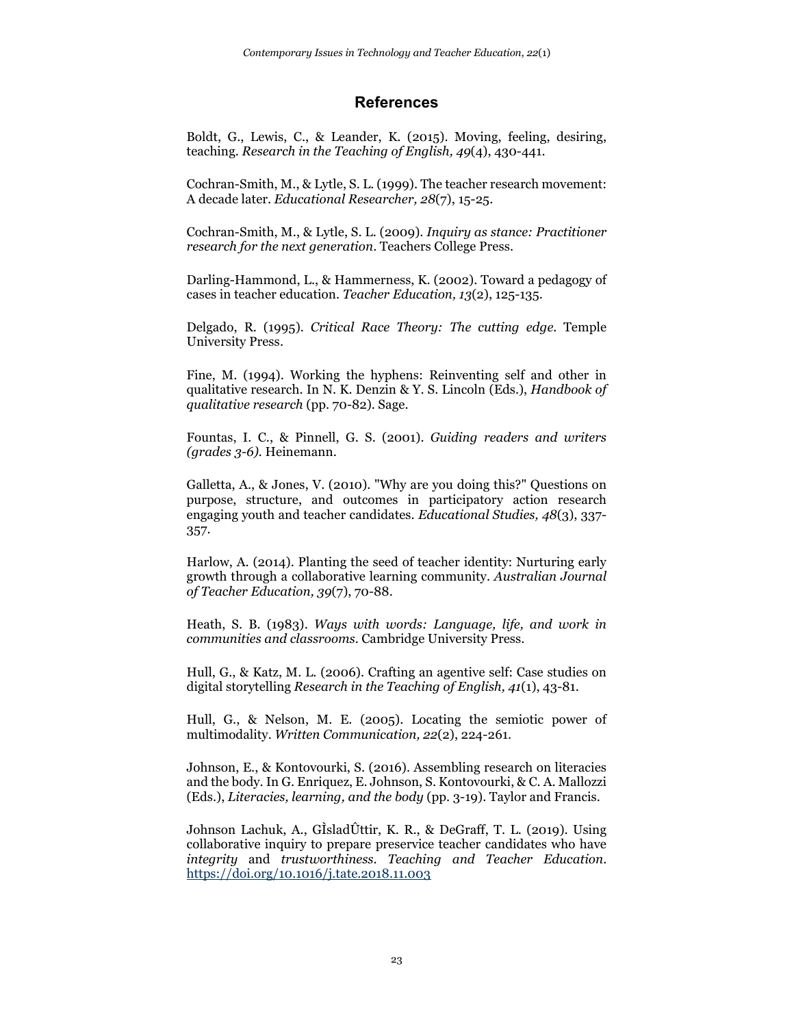## References

Boldt, G., Lewis, C., & Leander, K. (2015). Moving, feeling, desiring, teaching. *Research in the Teaching of English, 49*(4), 430-441.

Cochran-Smith, M., & Lytle, S. L. (1999). The teacher research movement: A decade later. *Educational Researcher, 28*(7), 15-25.

Cochran-Smith, M., & Lytle, S. L. (2009). *Inquiry as stance: Practitioner research for the next generation*. Teachers College Press.

Darling-Hammond, L., & Hammerness, K. (2002). Toward a pedagogy of cases in teacher education. *Teacher Education, 13*(2), 125-135.

Delgado, R. (1995). *Critical Race Theory: The cutting edge*. Temple University Press.

Fine, M. (1994). Working the hyphens: Reinventing self and other in qualitative research. In N. K. Denzin & Y. S. Lincoln (Eds.), *Handbook of qualitative research* (pp. 70-82). Sage.

Fountas, I. C., & Pinnell, G. S. (2001). *Guiding readers and writers (grades 3-6)*. Heinemann.

Galletta, A., & Jones, V. (2010). "Why are you doing this?" Questions on purpose, structure, and outcomes in participatory action research engaging youth and teacher candidates. *Educational Studies, 48*(3), 337-357.

Harlow, A. (2014). Planting the seed of teacher identity: Nurturing early growth through a collaborative learning community. *Australian Journal of Teacher Education, 39*(7), 70-88.

Heath, S. B. (1983). *Ways with words: Language, life, and work in communities and classrooms*. Cambridge University Press.

Hull, G., & Katz, M. L. (2006). Crafting an agentive self: Case studies on digital storytelling *Research in the Teaching of English, 41*(1), 43-81.

Hull, G., & Nelson, M. E. (2005). Locating the semiotic power of multimodality. *Written Communication, 22*(2), 224-261.

Johnson, E., & Kontovourki, S. (2016). Assembling research on literacies and the body. In G. Enriquez, E. Johnson, S. Kontovourki, & C. A. Mallozzi (Eds.), *Literacies, learning, and the body* (pp. 3-19). Taylor and Francis.

Johnson Lachuk, A., GÌsladÛttir, K. R., & DeGraff, T. L. (2019). Using collaborative inquiry to prepare preservice teacher candidates who have *integrity* and *trustworthiness*. *Teaching and Teacher Education*. https://doi.org/10.1016/j.tate.2018.11.003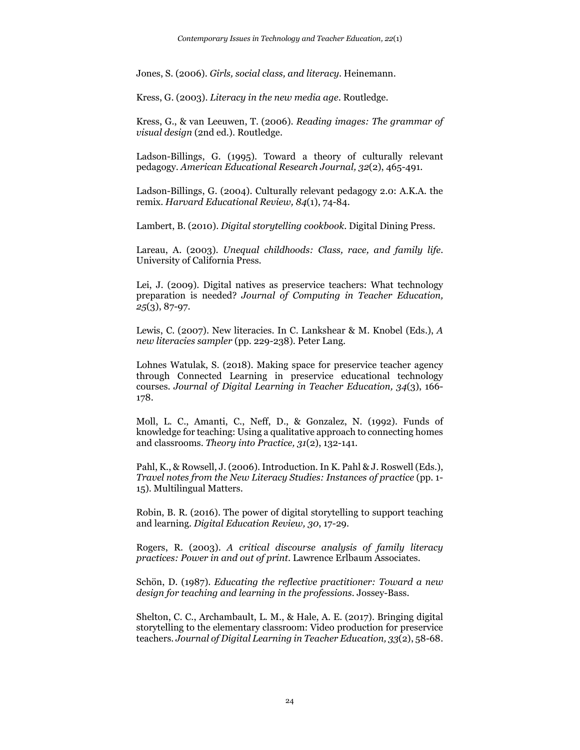Jones, S. (2006). *Girls, social class, and literacy*. Heinemann.

Kress, G. (2003). *Literacy in the new media age*. Routledge.

Kress, G., & van Leeuwen, T. (2006). *Reading images: The grammar of visual design* (2nd ed.). Routledge.

Ladson-Billings, G. (1995). Toward a theory of culturally relevant pedagogy. *American Educational Research Journal, 32*(2), 465-491.

Ladson-Billings, G. (2004). Culturally relevant pedagogy 2.0: A.K.A. the remix. *Harvard Educational Review, 84*(1), 74-84.

Lambert, B. (2010). *Digital storytelling cookbook*. Digital Dining Press.

Lareau, A. (2003). *Unequal childhoods: Class, race, and family life*. University of California Press.

Lei, J. (2009). Digital natives as preservice teachers: What technology preparation is needed? *Journal of Computing in Teacher Education, 25*(3), 87-97.

Lewis, C. (2007). New literacies. In C. Lankshear & M. Knobel (Eds.), *A new literacies sampler* (pp. 229-238). Peter Lang.

Lohnes Watulak, S. (2018). Making space for preservice teacher agency through Connected Learning in preservice educational technology courses. *Journal of Digital Learning in Teacher Education, 34*(3), 166-178.

Moll, L. C., Amanti, C., Neff, D., & Gonzalez, N. (1992). Funds of knowledge for teaching: Using a qualitative approach to connecting homes and classrooms. *Theory into Practice, 31*(2), 132-141.

Pahl, K., & Rowsell, J. (2006). Introduction. In K. Pahl & J. Roswell (Eds.), *Travel notes from the New Literacy Studies: Instances of practice* (pp. 1-15). Multilingual Matters.

Robin, B. R. (2016). The power of digital storytelling to support teaching and learning. *Digital Education Review, 30*, 17-29.

Rogers, R. (2003). *A critical discourse analysis of family literacy practices: Power in and out of print*. Lawrence Erlbaum Associates.

Schön, D. (1987). *Educating the reflective practitioner: Toward a new design for teaching and learning in the professions*. Jossey-Bass.

Shelton, C. C., Archambault, L. M., & Hale, A. E. (2017). Bringing digital storytelling to the elementary classroom: Video production for preservice teachers. *Journal of Digital Learning in Teacher Education, 33*(2), 58-68.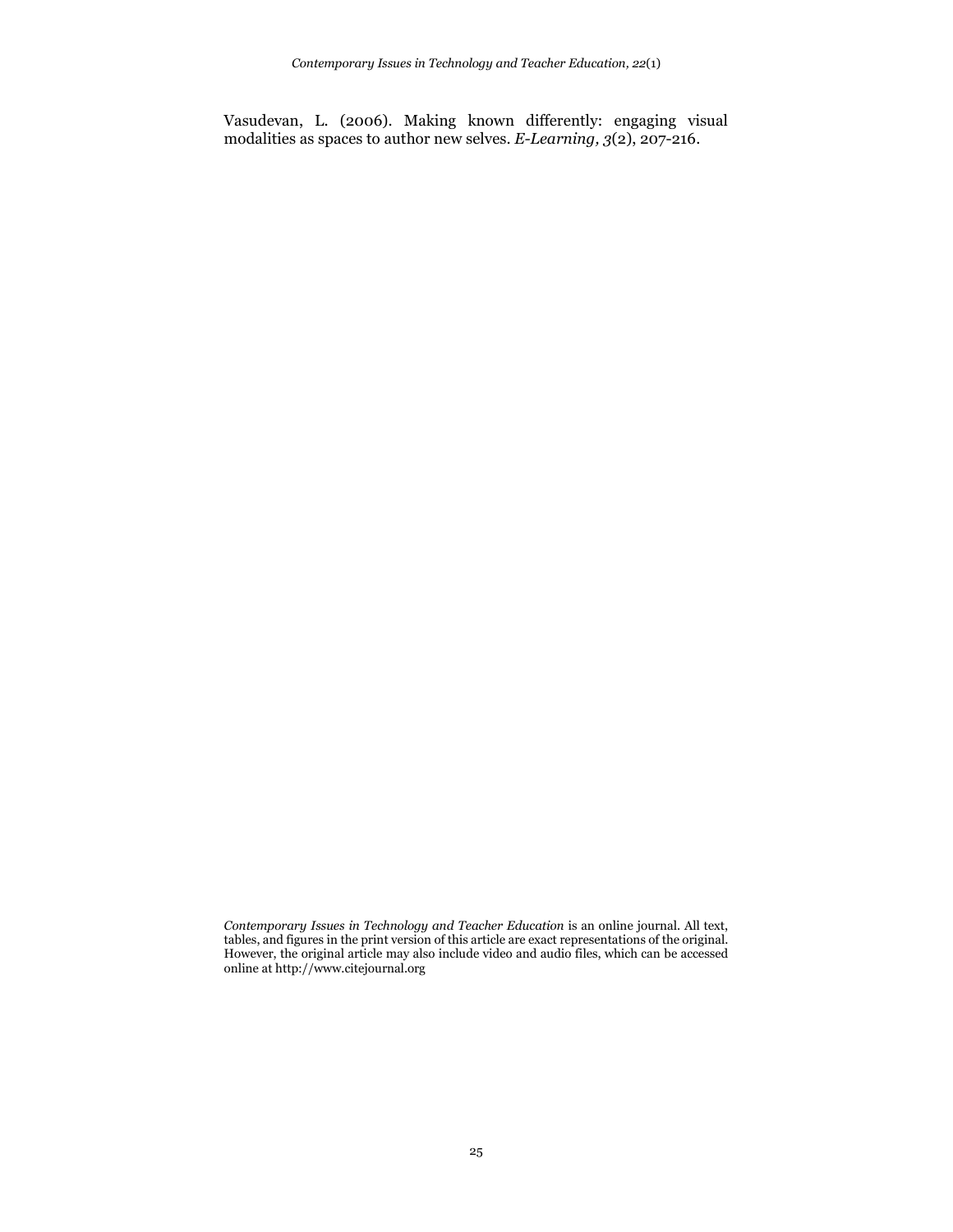Vasudevan, L. (2006). Making known differently: engaging visual modalities as spaces to author new selves. *E-Learning, 3*(2), 207-216.

*Contemporary Issues in Technology and Teacher Education* is an online journal. All text, tables, and figures in the print version of this article are exact representations of the original. However, the original article may also include video and audio files, which can be accessed online at http://www.citejournal.org